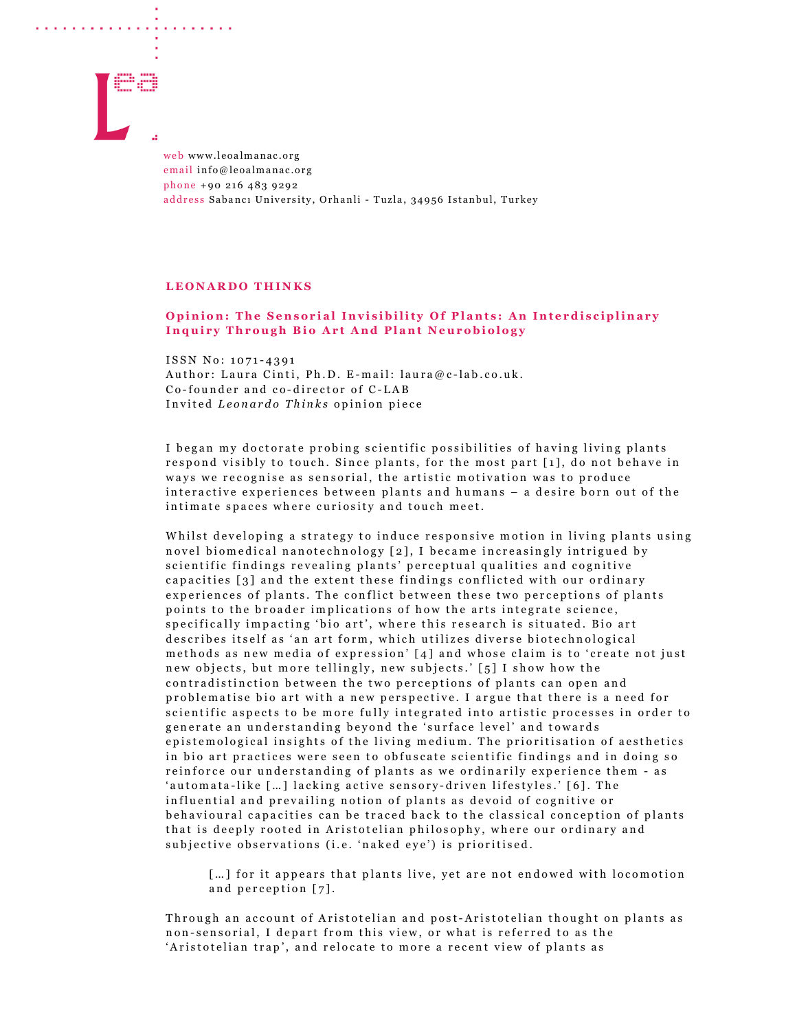web www.leoalmanac.org
email info@leoalmanac.org
phone +90 216 483 9292
address Sabancı University, Orhanli - Tuzla, 34956 Istanbul, Turkey

**LEONARDO THINKS**

## Opinion: The Sensorial Invisibility Of Plants: An Interdisciplinary Inquiry Through Bio Art And Plant Neurobiology

ISSN No: 1071-4391
Author: Laura Cinti, Ph.D. E-mail: laura@c-lab.co.uk.
Co-founder and co-director of C-LAB
Invited *Leonardo Thinks* opinion piece

I began my doctorate probing scientific possibilities of having living plants respond visibly to touch. Since plants, for the most part [1], do not behave in ways we recognise as sensorial, the artistic motivation was to produce interactive experiences between plants and humans – a desire born out of the intimate spaces where curiosity and touch meet.

Whilst developing a strategy to induce responsive motion in living plants using novel biomedical nanotechnology [2], I became increasingly intrigued by scientific findings revealing plants' perceptual qualities and cognitive capacities [3] and the extent these findings conflicted with our ordinary experiences of plants. The conflict between these two perceptions of plants points to the broader implications of how the arts integrate science, specifically impacting 'bio art', where this research is situated. Bio art describes itself as 'an art form, which utilizes diverse biotechnological methods as new media of expression' [4] and whose claim is to 'create not just new objects, but more tellingly, new subjects.' [5] I show how the contradistinction between the two perceptions of plants can open and problematise bio art with a new perspective. I argue that there is a need for scientific aspects to be more fully integrated into artistic processes in order to generate an understanding beyond the 'surface level' and towards epistemological insights of the living medium. The prioritisation of aesthetics in bio art practices were seen to obfuscate scientific findings and in doing so reinforce our understanding of plants as we ordinarily experience them - as 'automata-like […] lacking active sensory-driven lifestyles.' [6]. The influential and prevailing notion of plants as devoid of cognitive or behavioural capacities can be traced back to the classical conception of plants that is deeply rooted in Aristotelian philosophy, where our ordinary and subjective observations (i.e. 'naked eye') is prioritised.

> […] for it appears that plants live, yet are not endowed with locomotion and perception [7].

Through an account of Aristotelian and post-Aristotelian thought on plants as non-sensorial, I depart from this view, or what is referred to as the 'Aristotelian trap', and relocate to more a recent view of plants as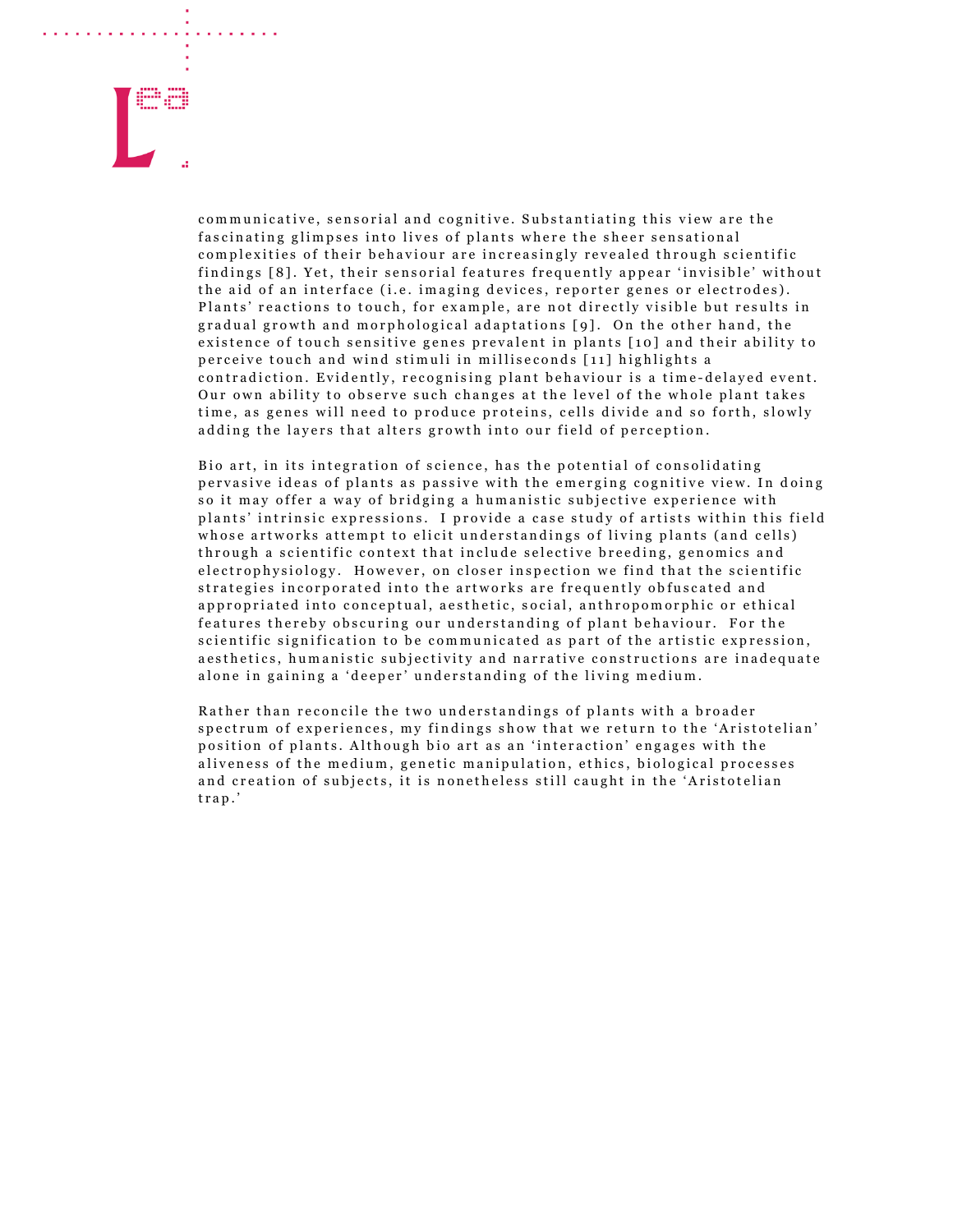communicative, sensorial and cognitive. Substantiating this view are the fascinating glimpses into lives of plants where the sheer sensational complexities of their behaviour are increasingly revealed through scientific findings [8]. Yet, their sensorial features frequently appear 'invisible' without the aid of an interface (i.e. imaging devices, reporter genes or electrodes). Plants' reactions to touch, for example, are not directly visible but results in gradual growth and morphological adaptations [9]. On the other hand, the existence of touch sensitive genes prevalent in plants [10] and their ability to perceive touch and wind stimuli in milliseconds [11] highlights a contradiction. Evidently, recognising plant behaviour is a time-delayed event. Our own ability to observe such changes at the level of the whole plant takes time, as genes will need to produce proteins, cells divide and so forth, slowly adding the layers that alters growth into our field of perception.

Bio art, in its integration of science, has the potential of consolidating pervasive ideas of plants as passive with the emerging cognitive view. In doing so it may offer a way of bridging a humanistic subjective experience with plants' intrinsic expressions. I provide a case study of artists within this field whose artworks attempt to elicit understandings of living plants (and cells) through a scientific context that include selective breeding, genomics and electrophysiology. However, on closer inspection we find that the scientific strategies incorporated into the artworks are frequently obfuscated and appropriated into conceptual, aesthetic, social, anthropomorphic or ethical features thereby obscuring our understanding of plant behaviour. For the scientific signification to be communicated as part of the artistic expression, aesthetics, humanistic subjectivity and narrative constructions are inadequate alone in gaining a 'deeper' understanding of the living medium.

Rather than reconcile the two understandings of plants with a broader spectrum of experiences, my findings show that we return to the 'Aristotelian' position of plants. Although bio art as an 'interaction' engages with the aliveness of the medium, genetic manipulation, ethics, biological processes and creation of subjects, it is nonetheless still caught in the 'Aristotelian trap.'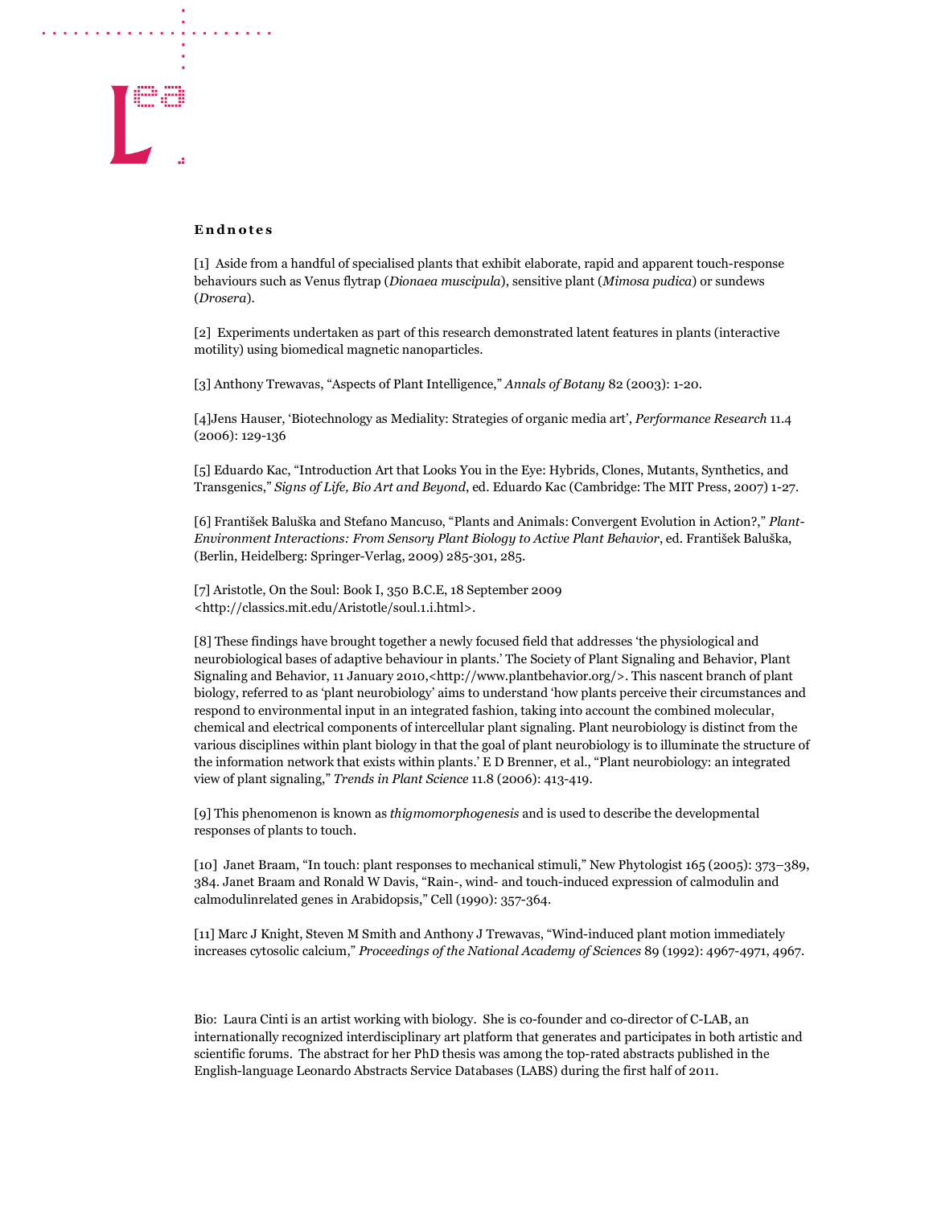**Endnotes**

[1] Aside from a handful of specialised plants that exhibit elaborate, rapid and apparent touch-response behaviours such as Venus flytrap (*Dionaea muscipula*), sensitive plant (*Mimosa pudica*) or sundews (*Drosera*).

[2] Experiments undertaken as part of this research demonstrated latent features in plants (interactive motility) using biomedical magnetic nanoparticles.

[3] Anthony Trewavas, "Aspects of Plant Intelligence," *Annals of Botany* 82 (2003): 1-20.

[4]Jens Hauser, 'Biotechnology as Mediality: Strategies of organic media art', *Performance Research* 11.4 (2006): 129-136

[5] Eduardo Kac, "Introduction Art that Looks You in the Eye: Hybrids, Clones, Mutants, Synthetics, and Transgenics," *Signs of Life, Bio Art and Beyond*, ed. Eduardo Kac (Cambridge: The MIT Press, 2007) 1-27.

[6] František Baluška and Stefano Mancuso, "Plants and Animals: Convergent Evolution in Action?," *Plant-Environment Interactions: From Sensory Plant Biology to Active Plant Behavior*, ed. František Baluška, (Berlin, Heidelberg: Springer-Verlag, 2009) 285-301, 285.

[7] Aristotle, On the Soul: Book I, 350 B.C.E, 18 September 2009 <http://classics.mit.edu/Aristotle/soul.1.i.html>.

[8] These findings have brought together a newly focused field that addresses 'the physiological and neurobiological bases of adaptive behaviour in plants.' The Society of Plant Signaling and Behavior, Plant Signaling and Behavior, 11 January 2010,<http://www.plantbehavior.org/>. This nascent branch of plant biology, referred to as 'plant neurobiology' aims to understand 'how plants perceive their circumstances and respond to environmental input in an integrated fashion, taking into account the combined molecular, chemical and electrical components of intercellular plant signaling. Plant neurobiology is distinct from the various disciplines within plant biology in that the goal of plant neurobiology is to illuminate the structure of the information network that exists within plants.' E D Brenner, et al., "Plant neurobiology: an integrated view of plant signaling," *Trends in Plant Science* 11.8 (2006): 413-419.

[9] This phenomenon is known as *thigmomorphogenesis* and is used to describe the developmental responses of plants to touch.

[10] Janet Braam, "In touch: plant responses to mechanical stimuli," New Phytologist 165 (2005): 373–389, 384. Janet Braam and Ronald W Davis, "Rain-, wind- and touch-induced expression of calmodulin and calmodulinrelated genes in Arabidopsis," Cell (1990): 357-364.

[11] Marc J Knight, Steven M Smith and Anthony J Trewavas, "Wind-induced plant motion immediately increases cytosolic calcium," *Proceedings of the National Academy of Sciences* 89 (1992): 4967-4971, 4967.

Bio: Laura Cinti is an artist working with biology. She is co-founder and co-director of C-LAB, an internationally recognized interdisciplinary art platform that generates and participates in both artistic and scientific forums. The abstract for her PhD thesis was among the top-rated abstracts published in the English-language Leonardo Abstracts Service Databases (LABS) during the first half of 2011.